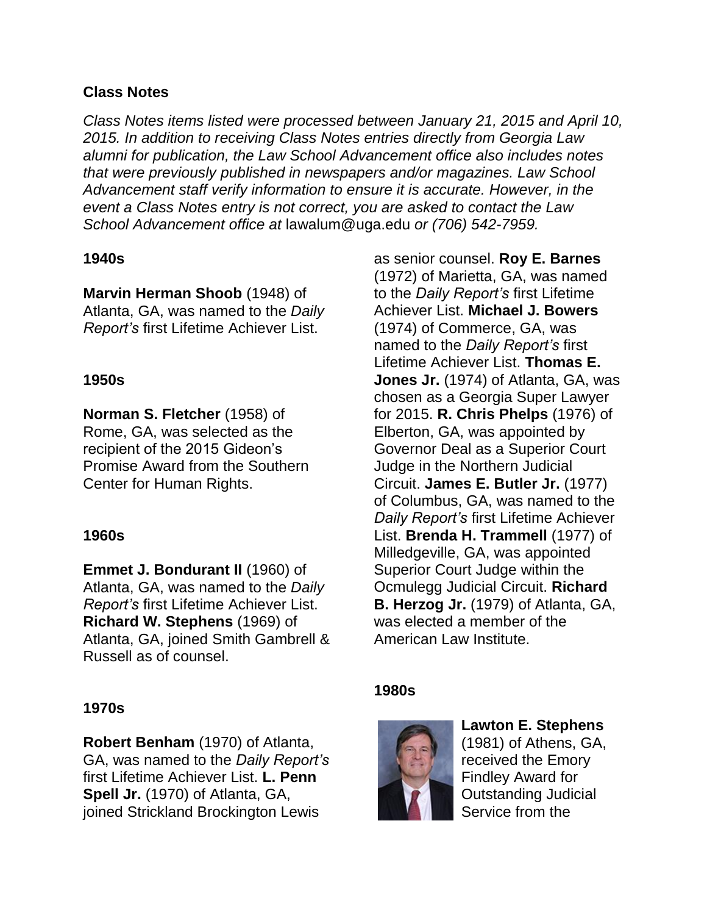## Class Notes

*Class Notes items listed were processed between January 21, 2015 and April 10, 2015. In addition to receiving Class Notes entries directly from Georgia Law alumni for publication, the Law School Advancement office also includes notes that were previously published in newspapers and/or magazines. Law School Advancement staff verify information to ensure it is accurate. However, in the event a Class Notes entry is not correct, you are asked to contact the Law School Advancement office at* lawalum@uga.edu *or (706) 542-7959.*

### 1940s

**Marvin Herman Shoob** (1948) of Atlanta, GA, was named to the *Daily Report's* first Lifetime Achiever List.

### 1950s

**Norman S. Fletcher** (1958) of Rome, GA, was selected as the recipient of the 2015 Gideon's Promise Award from the Southern Center for Human Rights.

### 1960s

**Emmet J. Bondurant II** (1960) of Atlanta, GA, was named to the *Daily Report's* first Lifetime Achiever List. **Richard W. Stephens** (1969) of Atlanta, GA, joined Smith Gambrell & Russell as of counsel.

### 1970s

**Robert Benham** (1970) of Atlanta, GA, was named to the *Daily Report's* first Lifetime Achiever List. **L. Penn Spell Jr.** (1970) of Atlanta, GA, joined Strickland Brockington Lewis as senior counsel. **Roy E. Barnes** (1972) of Marietta, GA, was named to the *Daily Report's* first Lifetime Achiever List. **Michael J. Bowers** (1974) of Commerce, GA, was named to the *Daily Report's* first Lifetime Achiever List. **Thomas E. Jones Jr.** (1974) of Atlanta, GA, was chosen as a Georgia Super Lawyer for 2015. **R. Chris Phelps** (1976) of Elberton, GA, was appointed by Governor Deal as a Superior Court Judge in the Northern Judicial Circuit. **James E. Butler Jr.** (1977) of Columbus, GA, was named to the *Daily Report's* first Lifetime Achiever List. **Brenda H. Trammell** (1977) of Milledgeville, GA, was appointed Superior Court Judge within the Ocmulegg Judicial Circuit. **Richard B. Herzog Jr.** (1979) of Atlanta, GA, was elected a member of the American Law Institute.

### 1980s

**Lawton E. Stephens** (1981) of Athens, GA, received the Emory Findley Award for Outstanding Judicial Service from the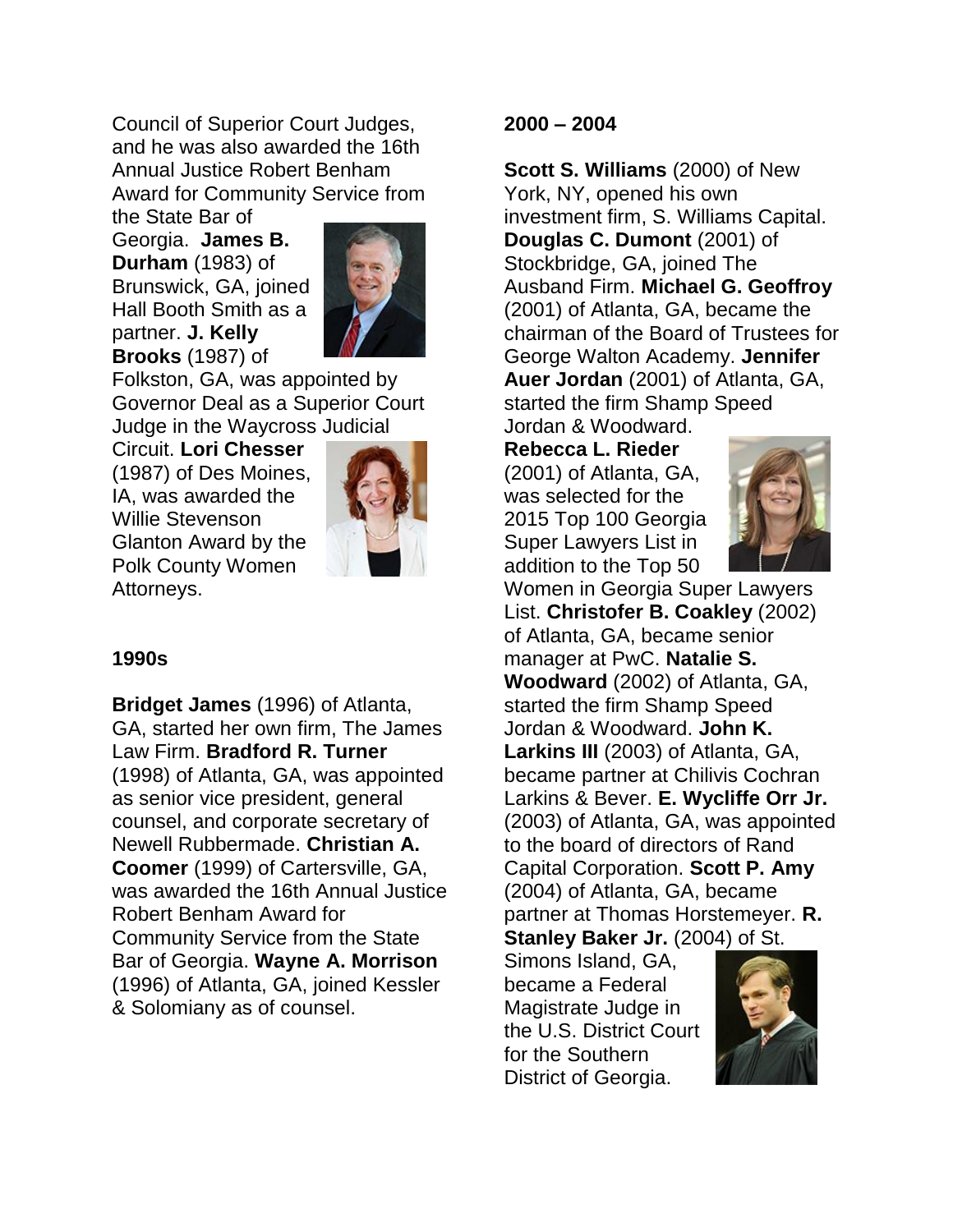Council of Superior Court Judges, and he was also awarded the 16th Annual Justice Robert Benham Award for Community Service from the State Bar of Georgia. **James B. Durham** (1983) of Brunswick, GA, joined Hall Booth Smith as a partner. **J. Kelly Brooks** (1987) of Folkston, GA, was appointed by Governor Deal as a Superior Court Judge in the Waycross Judicial Circuit. **Lori Chesser** (1987) of Des Moines, IA, was awarded the Willie Stevenson Glanton Award by the Polk County Women Attorneys.

**1990s**

**Bridget James** (1996) of Atlanta, GA, started her own firm, The James Law Firm. **Bradford R. Turner** (1998) of Atlanta, GA, was appointed as senior vice president, general counsel, and corporate secretary of Newell Rubbermade. **Christian A. Coomer** (1999) of Cartersville, GA, was awarded the 16th Annual Justice Robert Benham Award for Community Service from the State Bar of Georgia. **Wayne A. Morrison** (1996) of Atlanta, GA, joined Kessler & Solomiany as of counsel.

**2000 – 2004**

**Scott S. Williams** (2000) of New York, NY, opened his own investment firm, S. Williams Capital. **Douglas C. Dumont** (2001) of Stockbridge, GA, joined The Ausband Firm. **Michael G. Geoffroy** (2001) of Atlanta, GA, became the chairman of the Board of Trustees for George Walton Academy. **Jennifer Auer Jordan** (2001) of Atlanta, GA, started the firm Shamp Speed Jordan & Woodward. **Rebecca L. Rieder** (2001) of Atlanta, GA, was selected for the 2015 Top 100 Georgia Super Lawyers List in addition to the Top 50 Women in Georgia Super Lawyers List. **Christofer B. Coakley** (2002) of Atlanta, GA, became senior manager at PwC. **Natalie S. Woodward** (2002) of Atlanta, GA, started the firm Shamp Speed Jordan & Woodward. **John K. Larkins III** (2003) of Atlanta, GA, became partner at Chilivis Cochran Larkins & Bever. **E. Wycliffe Orr Jr.** (2003) of Atlanta, GA, was appointed to the board of directors of Rand Capital Corporation. **Scott P. Amy** (2004) of Atlanta, GA, became partner at Thomas Horstemeyer. **R. Stanley Baker Jr.** (2004) of St. Simons Island, GA, became a Federal Magistrate Judge in the U.S. District Court for the Southern District of Georgia.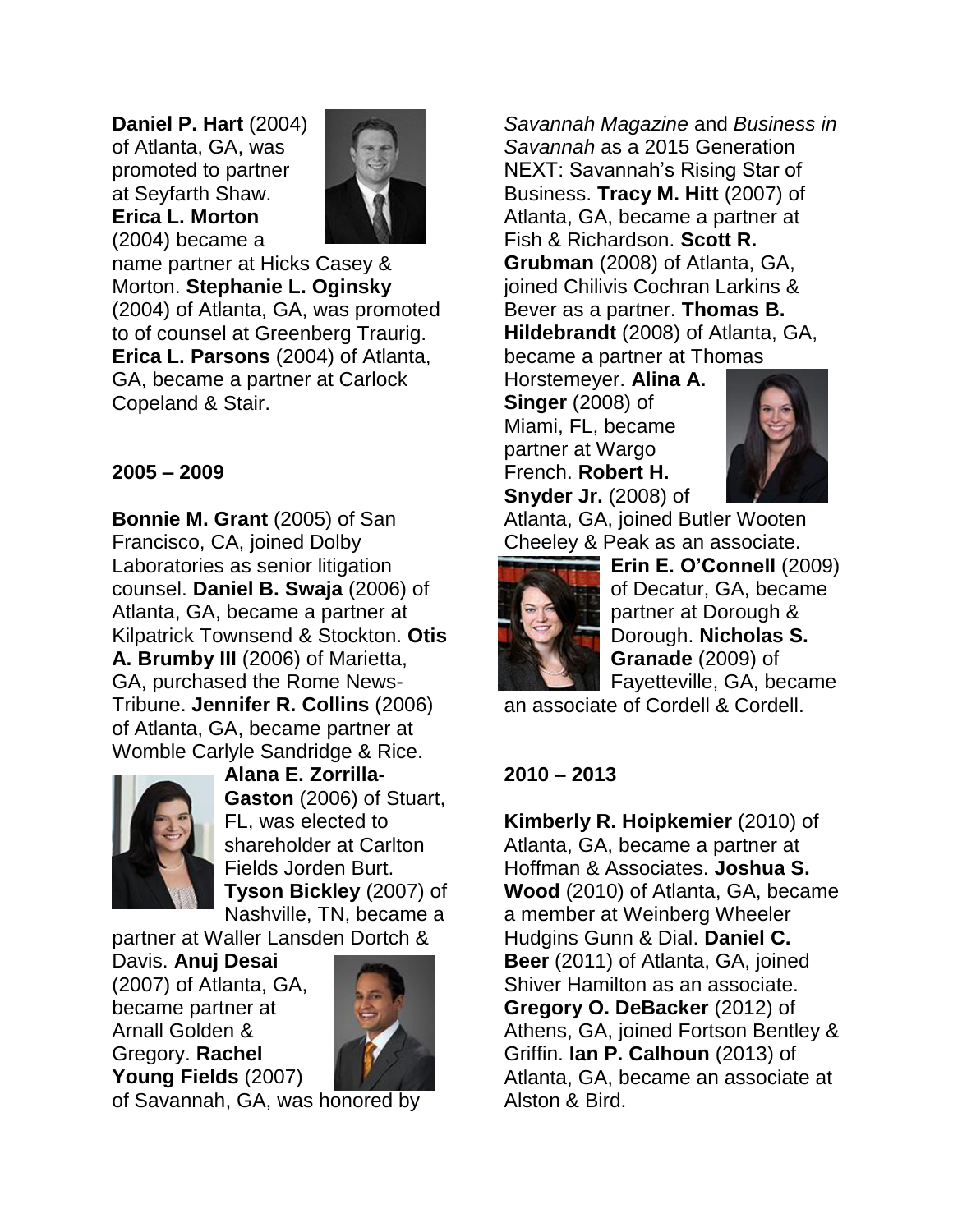**Daniel P. Hart** (2004) of Atlanta, GA, was promoted to partner at Seyfarth Shaw. **Erica L. Morton** (2004) became a name partner at Hicks Casey & Morton. **Stephanie L. Oginsky** (2004) of Atlanta, GA, was promoted to of counsel at Greenberg Traurig. **Erica L. Parsons** (2004) of Atlanta, GA, became a partner at Carlock Copeland & Stair.

**2005 – 2009**

**Bonnie M. Grant** (2005) of San Francisco, CA, joined Dolby Laboratories as senior litigation counsel. **Daniel B. Swaja** (2006) of Atlanta, GA, became a partner at Kilpatrick Townsend & Stockton. **Otis A. Brumby III** (2006) of Marietta, GA, purchased the Rome News-Tribune. **Jennifer R. Collins** (2006) of Atlanta, GA, became partner at Womble Carlyle Sandridge & Rice. **Alana E. Zorrilla-Gaston** (2006) of Stuart, FL, was elected to shareholder at Carlton Fields Jorden Burt. **Tyson Bickley** (2007) of Nashville, TN, became a partner at Waller Lansden Dortch & Davis. **Anuj Desai** (2007) of Atlanta, GA, became partner at Arnall Golden & Gregory. **Rachel Young Fields** (2007) of Savannah, GA, was honored by *Savannah Magazine* and *Business in Savannah* as a 2015 Generation NEXT: Savannah's Rising Star of Business. **Tracy M. Hitt** (2007) of Atlanta, GA, became a partner at Fish & Richardson. **Scott R. Grubman** (2008) of Atlanta, GA, joined Chilivis Cochran Larkins & Bever as a partner. **Thomas B. Hildebrandt** (2008) of Atlanta, GA, became a partner at Thomas Horstemeyer. **Alina A. Singer** (2008) of Miami, FL, became partner at Wargo French. **Robert H. Snyder Jr.** (2008) of Atlanta, GA, joined Butler Wooten Cheeley & Peak as an associate. **Erin E. O'Connell** (2009) of Decatur, GA, became partner at Dorough & Dorough. **Nicholas S. Granade** (2009) of Fayetteville, GA, became an associate of Cordell & Cordell.

**2010 – 2013**

**Kimberly R. Hoipkemier** (2010) of Atlanta, GA, became a partner at Hoffman & Associates. **Joshua S. Wood** (2010) of Atlanta, GA, became a member at Weinberg Wheeler Hudgins Gunn & Dial. **Daniel C. Beer** (2011) of Atlanta, GA, joined Shiver Hamilton as an associate. **Gregory O. DeBacker** (2012) of Athens, GA, joined Fortson Bentley & Griffin. **Ian P. Calhoun** (2013) of Atlanta, GA, became an associate at Alston & Bird.